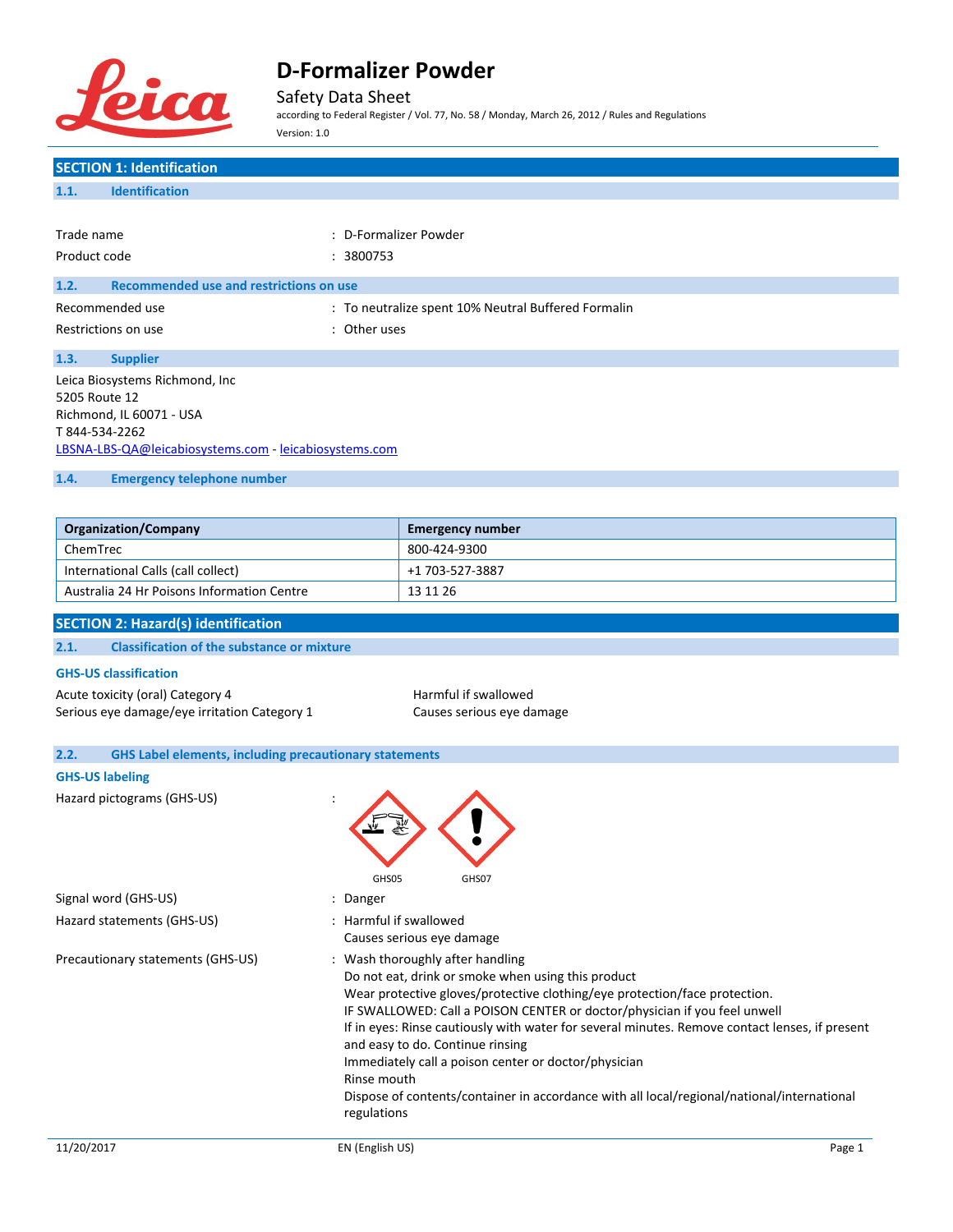# D-Formalizer Powder

Safety Data Sheet

according to Federal Register / Vol. 77, No. 58 / Monday, March 26, 2012 / Rules and Regulations

Version: 1.0

## SECTION 1: Identification

### 1.1. Identification

| | |
|---|---|
| Trade name | : D-Formalizer Powder |
| Product code | : 3800753 |

### 1.2. Recommended use and restrictions on use

| | |
|---|---|
| Recommended use | : To neutralize spent 10% Neutral Buffered Formalin |
| Restrictions on use | : Other uses |

### 1.3. Supplier

Leica Biosystems Richmond, Inc
5205 Route 12
Richmond, IL 60071 - USA
T 844-534-2262
LBSNA-LBS-QA@leicabiosystems.com - leicabiosystems.com

### 1.4. Emergency telephone number

| Organization/Company | Emergency number |
|---|---|
| ChemTrec | 800-424-9300 |
| International Calls (call collect) | +1 703-527-3887 |
| Australia 24 Hr Poisons Information Centre | 13 11 26 |

## SECTION 2: Hazard(s) identification

### 2.1. Classification of the substance or mixture

**GHS-US classification**

| | |
|---|---|
| Acute toxicity (oral) Category 4 | Harmful if swallowed |
| Serious eye damage/eye irritation Category 1 | Causes serious eye damage |

### 2.2. GHS Label elements, including precautionary statements

**GHS-US labeling**

Hazard pictograms (GHS-US) : GHS05 GHS07

Signal word (GHS-US) : Danger

Hazard statements (GHS-US) : Harmful if swallowed
Causes serious eye damage

Precautionary statements (GHS-US) : Wash thoroughly after handling
Do not eat, drink or smoke when using this product
Wear protective gloves/protective clothing/eye protection/face protection.
IF SWALLOWED: Call a POISON CENTER or doctor/physician if you feel unwell
If in eyes: Rinse cautiously with water for several minutes. Remove contact lenses, if present and easy to do. Continue rinsing
Immediately call a poison center or doctor/physician
Rinse mouth
Dispose of contents/container in accordance with all local/regional/national/international regulations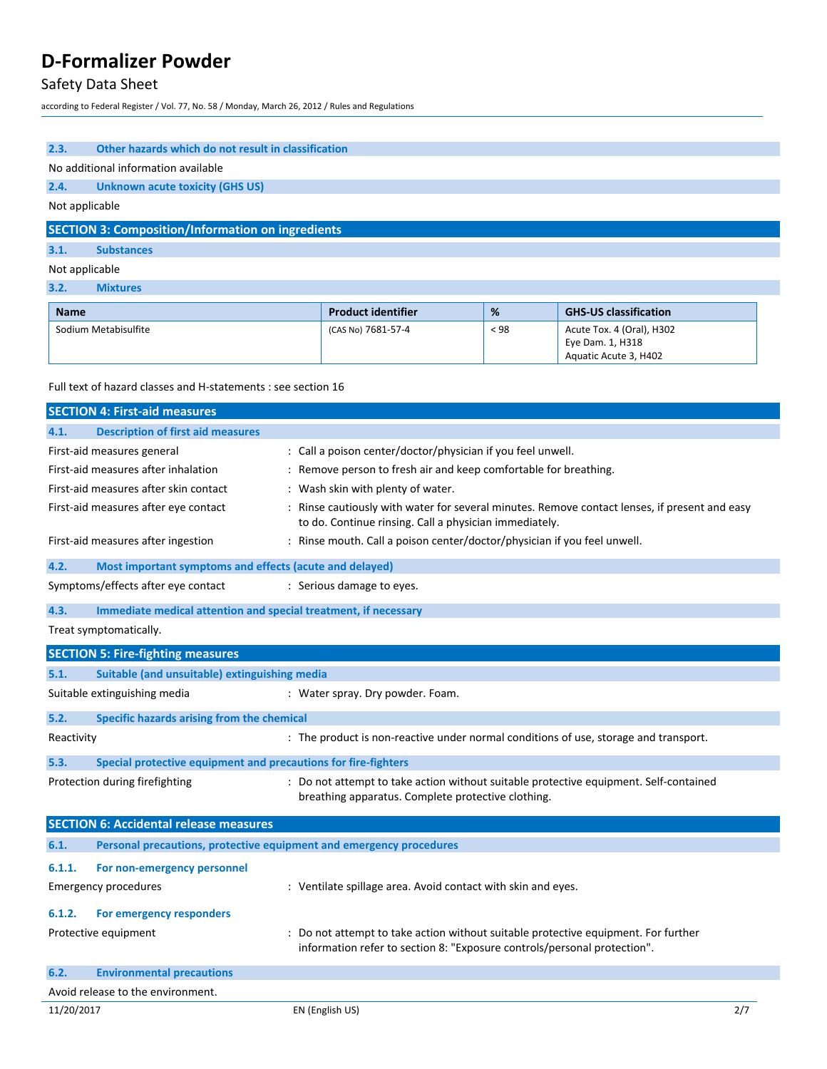### 2.3. Other hazards which do not result in classification

No additional information available

### 2.4. Unknown acute toxicity (GHS US)

Not applicable

## SECTION 3: Composition/Information on ingredients

### 3.1. Substances

Not applicable

### 3.2. Mixtures

| Name | Product identifier | % | GHS-US classification |
|---|---|---|---|
| Sodium Metabisulfite | (CAS No) 7681-57-4 | < 98 | Acute Tox. 4 (Oral), H302<br>Eye Dam. 1, H318<br>Aquatic Acute 3, H402 |

Full text of hazard classes and H-statements : see section 16

## SECTION 4: First-aid measures

### 4.1. Description of first aid measures

First-aid measures general : Call a poison center/doctor/physician if you feel unwell.

First-aid measures after inhalation : Remove person to fresh air and keep comfortable for breathing.

First-aid measures after skin contact : Wash skin with plenty of water.

First-aid measures after eye contact : Rinse cautiously with water for several minutes. Remove contact lenses, if present and easy to do. Continue rinsing. Call a physician immediately.

First-aid measures after ingestion : Rinse mouth. Call a poison center/doctor/physician if you feel unwell.

### 4.2. Most important symptoms and effects (acute and delayed)

Symptoms/effects after eye contact : Serious damage to eyes.

### 4.3. Immediate medical attention and special treatment, if necessary

Treat symptomatically.

## SECTION 5: Fire-fighting measures

### 5.1. Suitable (and unsuitable) extinguishing media

Suitable extinguishing media : Water spray. Dry powder. Foam.

### 5.2. Specific hazards arising from the chemical

Reactivity : The product is non-reactive under normal conditions of use, storage and transport.

### 5.3. Special protective equipment and precautions for fire-fighters

Protection during firefighting : Do not attempt to take action without suitable protective equipment. Self-contained breathing apparatus. Complete protective clothing.

## SECTION 6: Accidental release measures

### 6.1. Personal precautions, protective equipment and emergency procedures

#### 6.1.1. For non-emergency personnel

Emergency procedures : Ventilate spillage area. Avoid contact with skin and eyes.

#### 6.1.2. For emergency responders

Protective equipment : Do not attempt to take action without suitable protective equipment. For further information refer to section 8: "Exposure controls/personal protection".

### 6.2. Environmental precautions

Avoid release to the environment.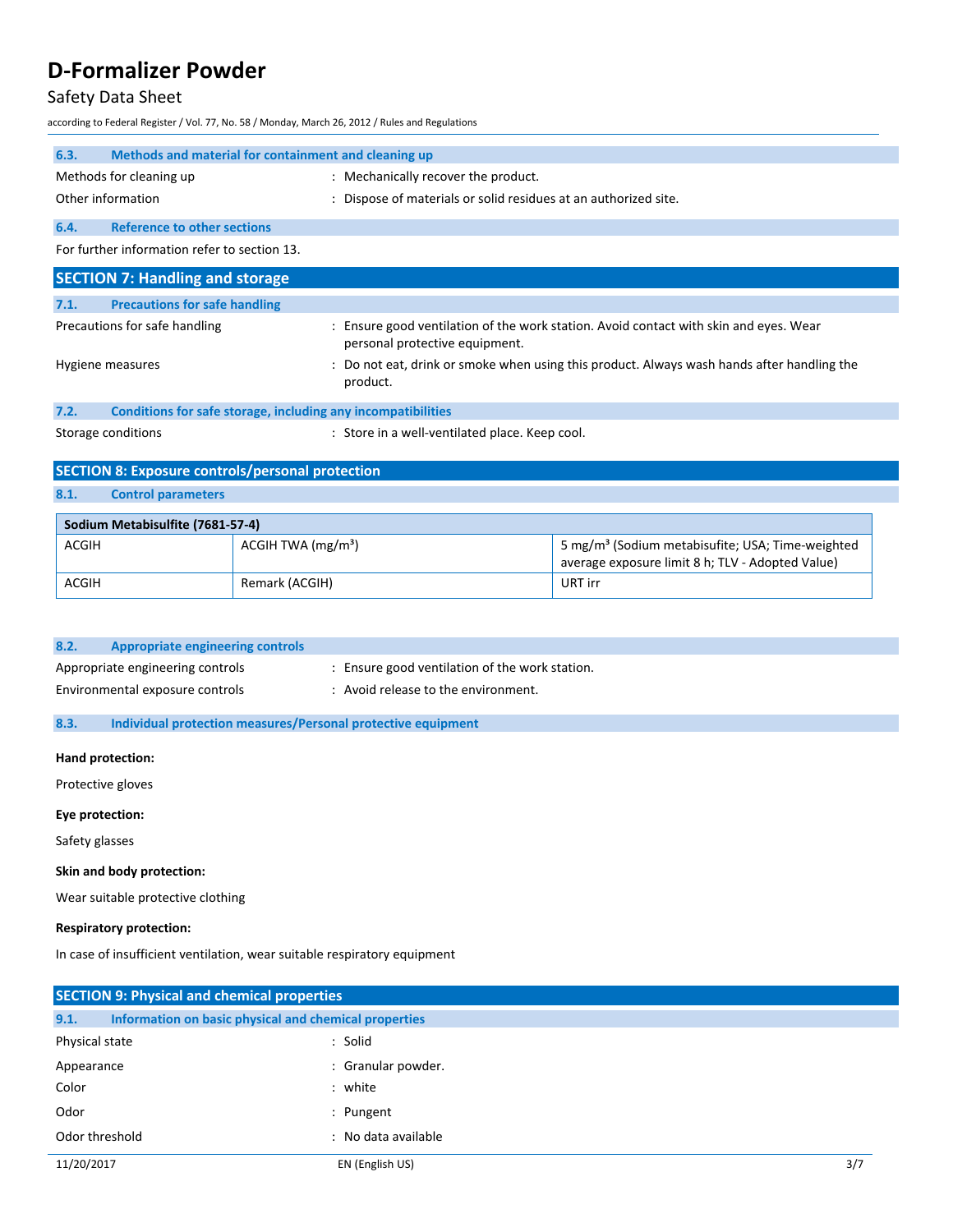### 6.3. Methods and material for containment and cleaning up

Methods for cleaning up : Mechanically recover the product.

Other information : Dispose of materials or solid residues at an authorized site.

### 6.4. Reference to other sections

For further information refer to section 13.

## SECTION 7: Handling and storage

### 7.1. Precautions for safe handling

Precautions for safe handling : Ensure good ventilation of the work station. Avoid contact with skin and eyes. Wear personal protective equipment.

Hygiene measures : Do not eat, drink or smoke when using this product. Always wash hands after handling the product.

### 7.2. Conditions for safe storage, including any incompatibilities

Storage conditions : Store in a well-ventilated place. Keep cool.

## SECTION 8: Exposure controls/personal protection

### 8.1. Control parameters

| Sodium Metabisulfite (7681-57-4) | | |
|---|---|---|
| ACGIH | ACGIH TWA (mg/m³) | 5 mg/m³ (Sodium metabisufite; USA; Time-weighted average exposure limit 8 h; TLV - Adopted Value) |
| ACGIH | Remark (ACGIH) | URT irr |

### 8.2. Appropriate engineering controls

Appropriate engineering controls : Ensure good ventilation of the work station.

Environmental exposure controls : Avoid release to the environment.

### 8.3. Individual protection measures/Personal protective equipment

**Hand protection:**

Protective gloves

**Eye protection:**

Safety glasses

**Skin and body protection:**

Wear suitable protective clothing

**Respiratory protection:**

In case of insufficient ventilation, wear suitable respiratory equipment

## SECTION 9: Physical and chemical properties

### 9.1. Information on basic physical and chemical properties

Physical state : Solid

Appearance : Granular powder.

Color : white

Odor : Pungent

Odor threshold : No data available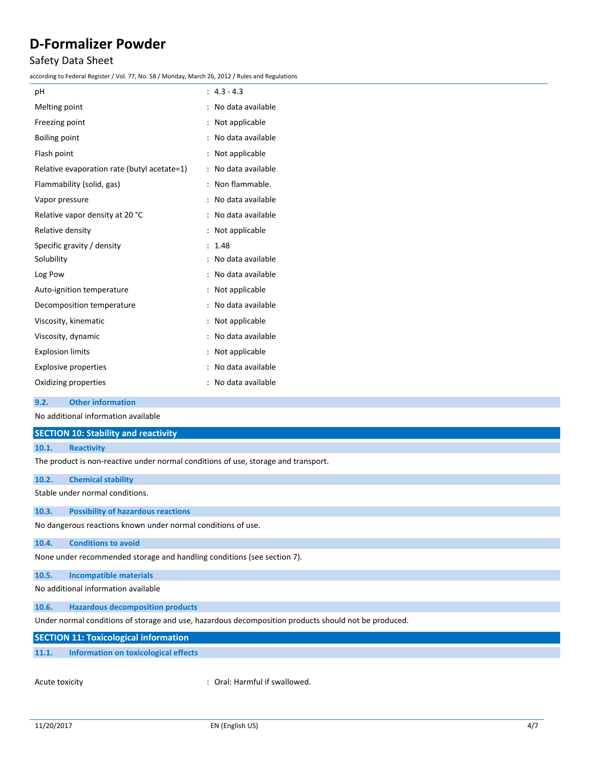| | |
|---|---|
| pH | : 4.3 - 4.3 |
| Melting point | : No data available |
| Freezing point | : Not applicable |
| Boiling point | : No data available |
| Flash point | : Not applicable |
| Relative evaporation rate (butyl acetate=1) | : No data available |
| Flammability (solid, gas) | : Non flammable. |
| Vapor pressure | : No data available |
| Relative vapor density at 20 °C | : No data available |
| Relative density | : Not applicable |
| Specific gravity / density | : 1.48 |
| Solubility | : No data available |
| Log Pow | : No data available |
| Auto-ignition temperature | : Not applicable |
| Decomposition temperature | : No data available |
| Viscosity, kinematic | : Not applicable |
| Viscosity, dynamic | : No data available |
| Explosion limits | : Not applicable |
| Explosive properties | : No data available |
| Oxidizing properties | : No data available |

### 9.2. Other information

No additional information available

## SECTION 10: Stability and reactivity

### 10.1. Reactivity

The product is non-reactive under normal conditions of use, storage and transport.

### 10.2. Chemical stability

Stable under normal conditions.

### 10.3. Possibility of hazardous reactions

No dangerous reactions known under normal conditions of use.

### 10.4. Conditions to avoid

None under recommended storage and handling conditions (see section 7).

### 10.5. Incompatible materials

No additional information available

### 10.6. Hazardous decomposition products

Under normal conditions of storage and use, hazardous decomposition products should not be produced.

## SECTION 11: Toxicological information

### 11.1. Information on toxicological effects

Acute toxicity : Oral: Harmful if swallowed.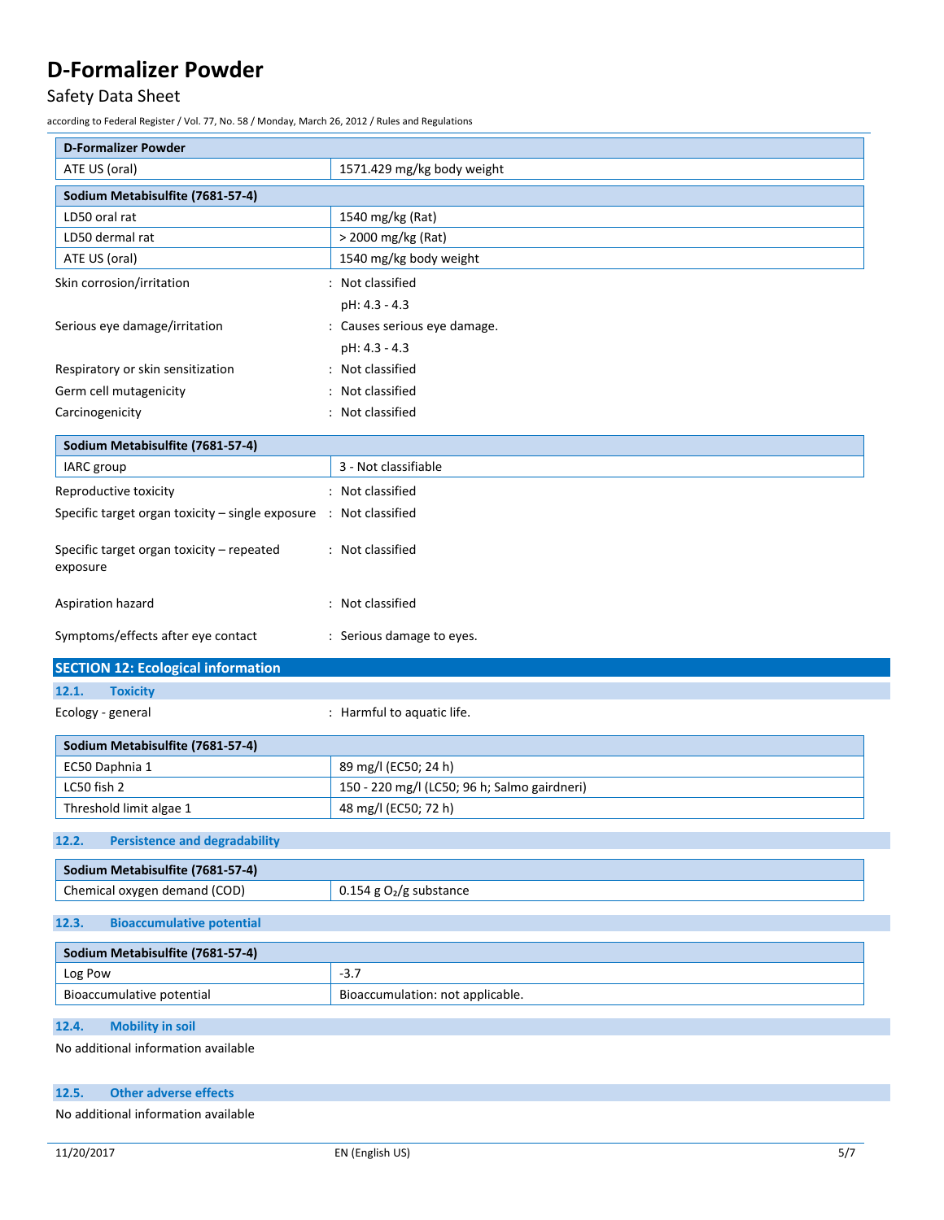| D-Formalizer Powder | |
|---|---|
| ATE US (oral) | 1571.429 mg/kg body weight |

| Sodium Metabisulfite (7681-57-4) | |
|---|---|
| LD50 oral rat | 1540 mg/kg (Rat) |
| LD50 dermal rat | > 2000 mg/kg (Rat) |
| ATE US (oral) | 1540 mg/kg body weight |

Skin corrosion/irritation : Not classified

pH: 4.3 - 4.3

Serious eye damage/irritation : Causes serious eye damage.

pH: 4.3 - 4.3

Respiratory or skin sensitization : Not classified

Germ cell mutagenicity : Not classified

Carcinogenicity : Not classified

| Sodium Metabisulfite (7681-57-4) | |
|---|---|
| IARC group | 3 - Not classifiable |

Reproductive toxicity : Not classified

Specific target organ toxicity – single exposure : Not classified

Specific target organ toxicity – repeated exposure : Not classified

Aspiration hazard : Not classified

Symptoms/effects after eye contact : Serious damage to eyes.

## SECTION 12: Ecological information

### 12.1. Toxicity

Ecology - general : Harmful to aquatic life.

| Sodium Metabisulfite (7681-57-4) | |
|---|---|
| EC50 Daphnia 1 | 89 mg/l (EC50; 24 h) |
| LC50 fish 2 | 150 - 220 mg/l (LC50; 96 h; Salmo gairdneri) |
| Threshold limit algae 1 | 48 mg/l (EC50; 72 h) |

### 12.2. Persistence and degradability

| Sodium Metabisulfite (7681-57-4) | |
|---|---|
| Chemical oxygen demand (COD) | 0.154 g $O_2$/g substance |

### 12.3. Bioaccumulative potential

| Sodium Metabisulfite (7681-57-4) | |
|---|---|
| Log Pow | -3.7 |
| Bioaccumulative potential | Bioaccumulation: not applicable. |

### 12.4. Mobility in soil

No additional information available

### 12.5. Other adverse effects

No additional information available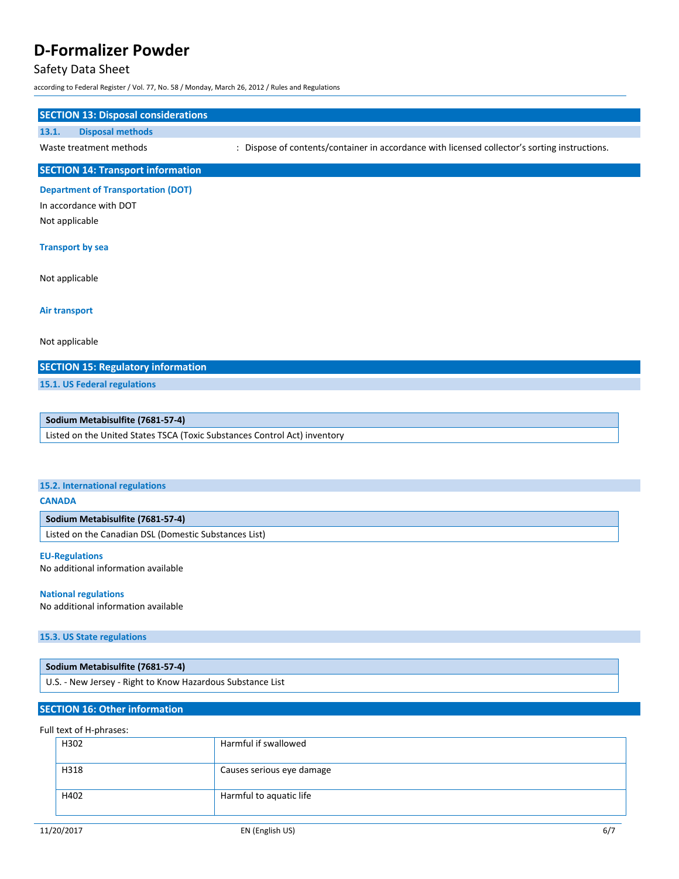## SECTION 13: Disposal considerations

### 13.1. Disposal methods

Waste treatment methods : Dispose of contents/container in accordance with licensed collector's sorting instructions.

## SECTION 14: Transport information

**Department of Transportation (DOT)**

In accordance with DOT

Not applicable

**Transport by sea**

Not applicable

**Air transport**

Not applicable

## SECTION 15: Regulatory information

### 15.1. US Federal regulations

| Sodium Metabisulfite (7681-57-4) |
|---|
| Listed on the United States TSCA (Toxic Substances Control Act) inventory |

### 15.2. International regulations

**CANADA**

| Sodium Metabisulfite (7681-57-4) |
|---|
| Listed on the Canadian DSL (Domestic Substances List) |

**EU-Regulations**

No additional information available

**National regulations**

No additional information available

### 15.3. US State regulations

| Sodium Metabisulfite (7681-57-4) |
|---|
| U.S. - New Jersey - Right to Know Hazardous Substance List |

## SECTION 16: Other information

Full text of H-phrases:

| | |
|---|---|
| H302 | Harmful if swallowed |
| H318 | Causes serious eye damage |
| H402 | Harmful to aquatic life |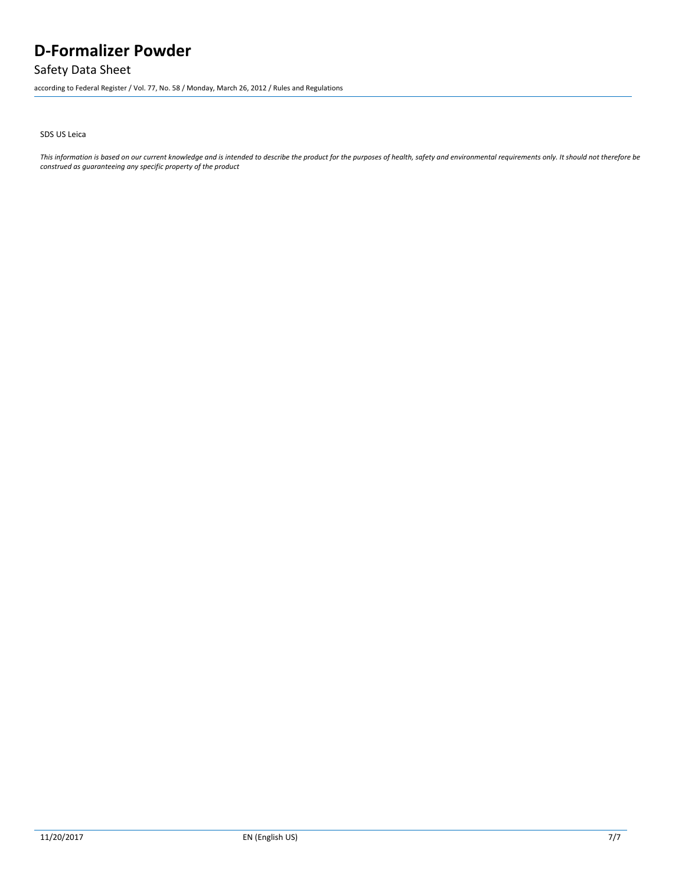SDS US Leica

*This information is based on our current knowledge and is intended to describe the product for the purposes of health, safety and environmental requirements only. It should not therefore be construed as guaranteeing any specific property of the product*